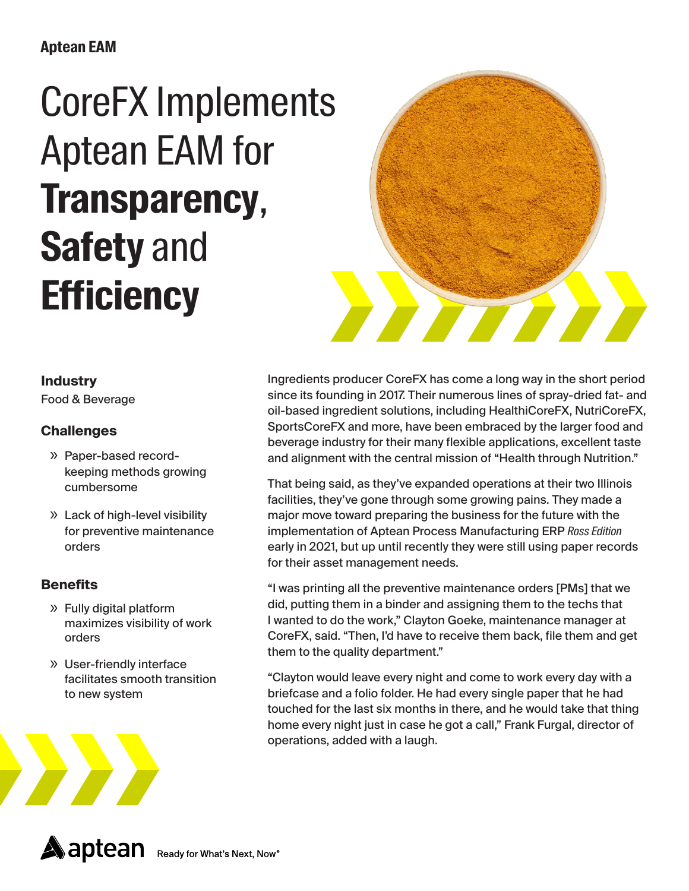Aptean EAM

# CoreFX Implements Aptean EAM for **Transparency**, **Safety** and **Efficiency**

### Industry

Food & Beverage

### Challenges

- Paper-based record-keeping methods growing cumbersome
- Lack of high-level visibility for preventive maintenance orders

### Benefits

- Fully digital platform maximizes visibility of work orders
- User-friendly interface facilitates smooth transition to new system

Ingredients producer CoreFX has come a long way in the short period since its founding in 2017. Their numerous lines of spray-dried fat- and oil-based ingredient solutions, including HealthiCoreFX, NutriCoreFX, SportsCoreFX and more, have been embraced by the larger food and beverage industry for their many flexible applications, excellent taste and alignment with the central mission of "Health through Nutrition."

That being said, as they've expanded operations at their two Illinois facilities, they've gone through some growing pains. They made a major move toward preparing the business for the future with the implementation of Aptean Process Manufacturing ERP *Ross Edition* early in 2021, but up until recently they were still using paper records for their asset management needs.

"I was printing all the preventive maintenance orders [PMs] that we did, putting them in a binder and assigning them to the techs that I wanted to do the work," Clayton Goeke, maintenance manager at CoreFX, said. "Then, I'd have to receive them back, file them and get them to the quality department."

"Clayton would leave every night and come to work every day with a briefcase and a folio folder. He had every single paper that he had touched for the last six months in there, and he would take that thing home every night just in case he got a call," Frank Furgal, director of operations, added with a laugh.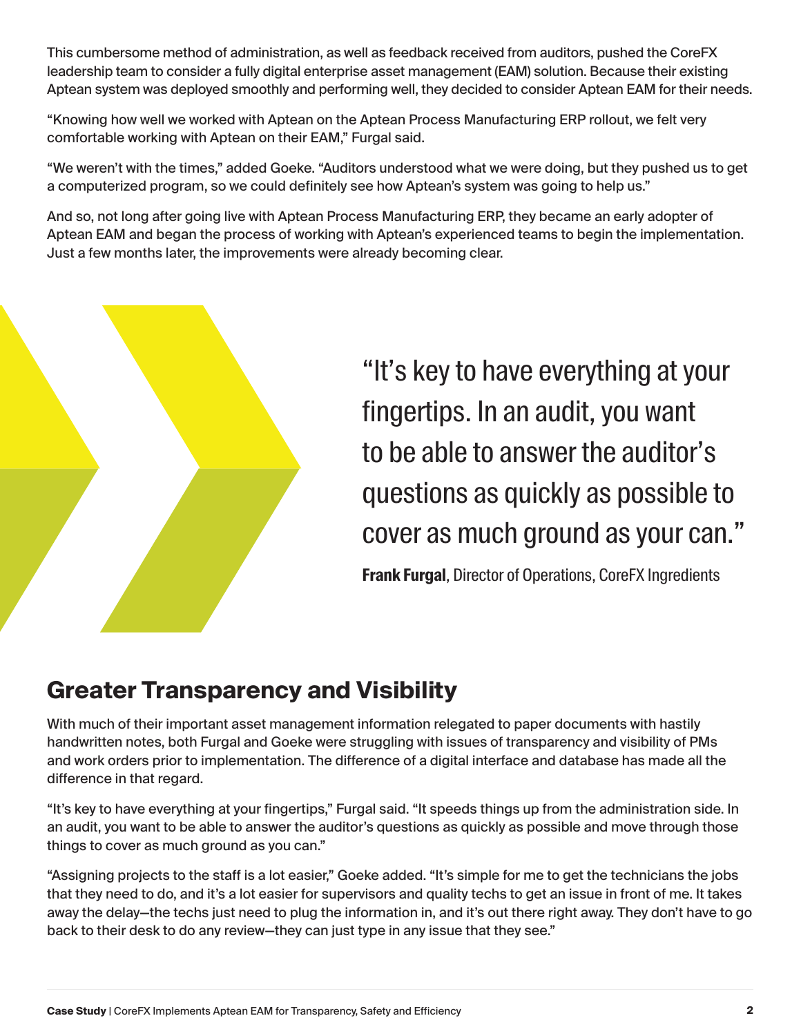This cumbersome method of administration, as well as feedback received from auditors, pushed the CoreFX leadership team to consider a fully digital enterprise asset management (EAM) solution. Because their existing Aptean system was deployed smoothly and performing well, they decided to consider Aptean EAM for their needs.

“Knowing how well we worked with Aptean on the Aptean Process Manufacturing ERP rollout, we felt very comfortable working with Aptean on their EAM,” Furgal said.

“We weren’t with the times,” added Goeke. “Auditors understood what we were doing, but they pushed us to get a computerized program, so we could definitely see how Aptean’s system was going to help us.”

And so, not long after going live with Aptean Process Manufacturing ERP, they became an early adopter of Aptean EAM and began the process of working with Aptean’s experienced teams to begin the implementation. Just a few months later, the improvements were already becoming clear.

> “It’s key to have everything at your fingertips. In an audit, you want to be able to answer the auditor’s questions as quickly as possible to cover as much ground as your can.”
>
> **Frank Furgal**, Director of Operations, CoreFX Ingredients

## Greater Transparency and Visibility

With much of their important asset management information relegated to paper documents with hastily handwritten notes, both Furgal and Goeke were struggling with issues of transparency and visibility of PMs and work orders prior to implementation. The difference of a digital interface and database has made all the difference in that regard.

“It’s key to have everything at your fingertips,” Furgal said. “It speeds things up from the administration side. In an audit, you want to be able to answer the auditor’s questions as quickly as possible and move through those things to cover as much ground as you can.”

“Assigning projects to the staff is a lot easier,” Goeke added. “It’s simple for me to get the technicians the jobs that they need to do, and it’s a lot easier for supervisors and quality techs to get an issue in front of me. It takes away the delay—the techs just need to plug the information in, and it’s out there right away. They don’t have to go back to their desk to do any review—they can just type in any issue that they see.”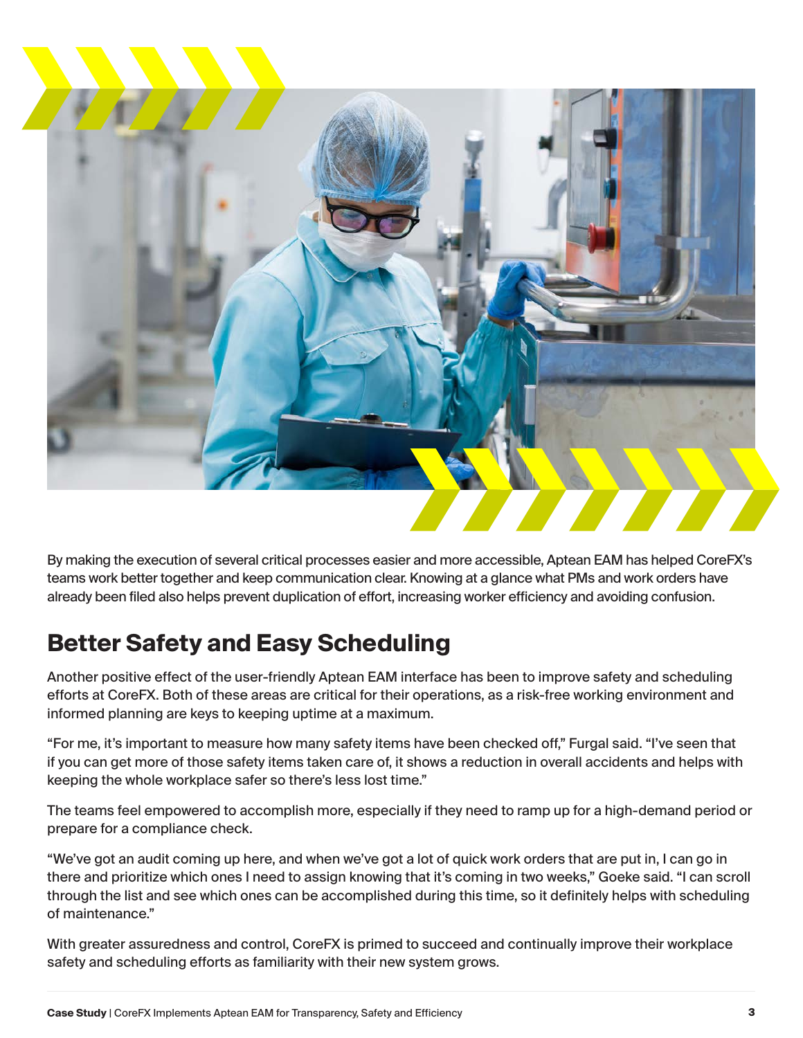By making the execution of several critical processes easier and more accessible, Aptean EAM has helped CoreFX's teams work better together and keep communication clear. Knowing at a glance what PMs and work orders have already been filed also helps prevent duplication of effort, increasing worker efficiency and avoiding confusion.

## Better Safety and Easy Scheduling

Another positive effect of the user-friendly Aptean EAM interface has been to improve safety and scheduling efforts at CoreFX. Both of these areas are critical for their operations, as a risk-free working environment and informed planning are keys to keeping uptime at a maximum.

"For me, it's important to measure how many safety items have been checked off," Furgal said. "I've seen that if you can get more of those safety items taken care of, it shows a reduction in overall accidents and helps with keeping the whole workplace safer so there's less lost time."

The teams feel empowered to accomplish more, especially if they need to ramp up for a high-demand period or prepare for a compliance check.

"We've got an audit coming up here, and when we've got a lot of quick work orders that are put in, I can go in there and prioritize which ones I need to assign knowing that it's coming in two weeks," Goeke said. "I can scroll through the list and see which ones can be accomplished during this time, so it definitely helps with scheduling of maintenance."

With greater assuredness and control, CoreFX is primed to succeed and continually improve their workplace safety and scheduling efforts as familiarity with their new system grows.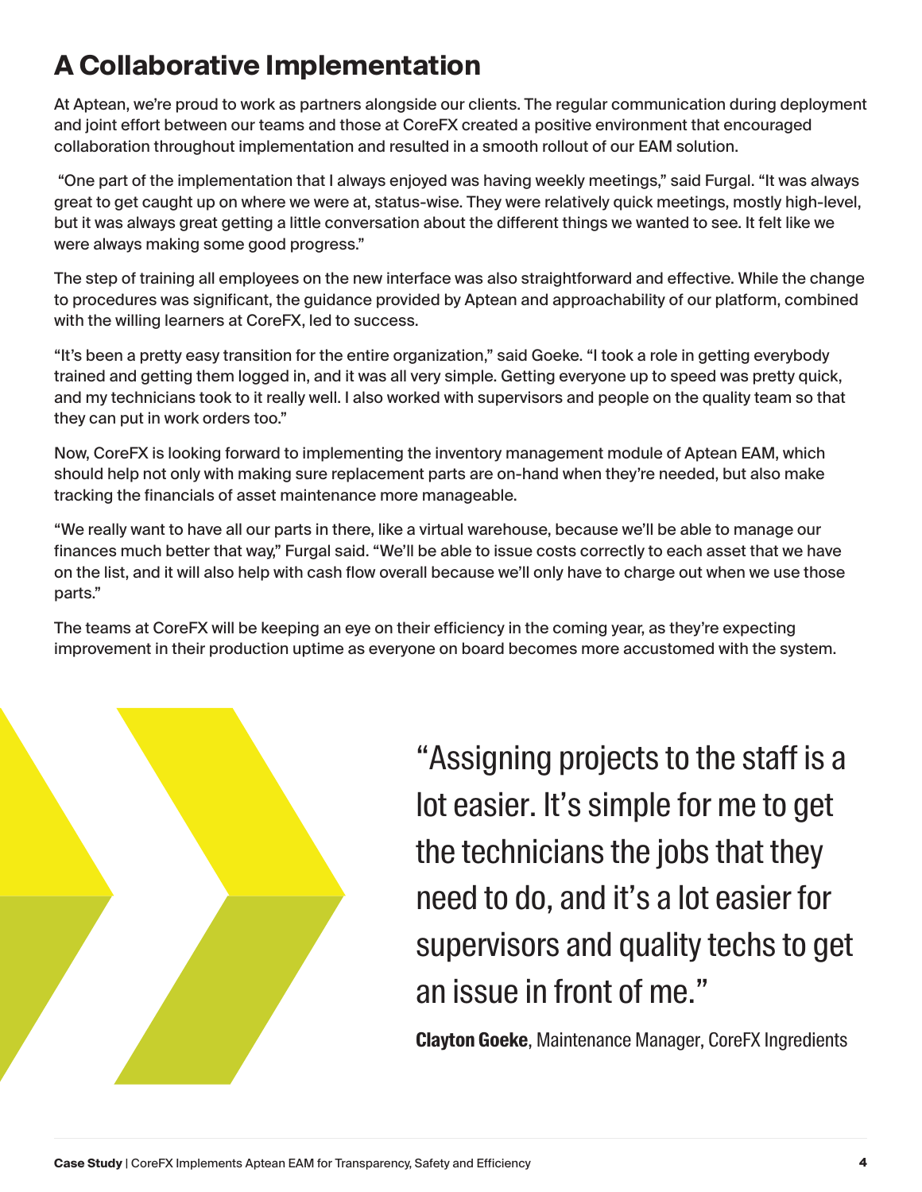# A Collaborative Implementation

At Aptean, we're proud to work as partners alongside our clients. The regular communication during deployment and joint effort between our teams and those at CoreFX created a positive environment that encouraged collaboration throughout implementation and resulted in a smooth rollout of our EAM solution.

"One part of the implementation that I always enjoyed was having weekly meetings," said Furgal. "It was always great to get caught up on where we were at, status-wise. They were relatively quick meetings, mostly high-level, but it was always great getting a little conversation about the different things we wanted to see. It felt like we were always making some good progress."

The step of training all employees on the new interface was also straightforward and effective. While the change to procedures was significant, the guidance provided by Aptean and approachability of our platform, combined with the willing learners at CoreFX, led to success.

"It's been a pretty easy transition for the entire organization," said Goeke. "I took a role in getting everybody trained and getting them logged in, and it was all very simple. Getting everyone up to speed was pretty quick, and my technicians took to it really well. I also worked with supervisors and people on the quality team so that they can put in work orders too."

Now, CoreFX is looking forward to implementing the inventory management module of Aptean EAM, which should help not only with making sure replacement parts are on-hand when they're needed, but also make tracking the financials of asset maintenance more manageable.

"We really want to have all our parts in there, like a virtual warehouse, because we'll be able to manage our finances much better that way," Furgal said. "We'll be able to issue costs correctly to each asset that we have on the list, and it will also help with cash flow overall because we'll only have to charge out when we use those parts."

The teams at CoreFX will be keeping an eye on their efficiency in the coming year, as they're expecting improvement in their production uptime as everyone on board becomes more accustomed with the system.

> "Assigning projects to the staff is a lot easier. It's simple for me to get the technicians the jobs that they need to do, and it's a lot easier for supervisors and quality techs to get an issue in front of me."
>
> **Clayton Goeke**, Maintenance Manager, CoreFX Ingredients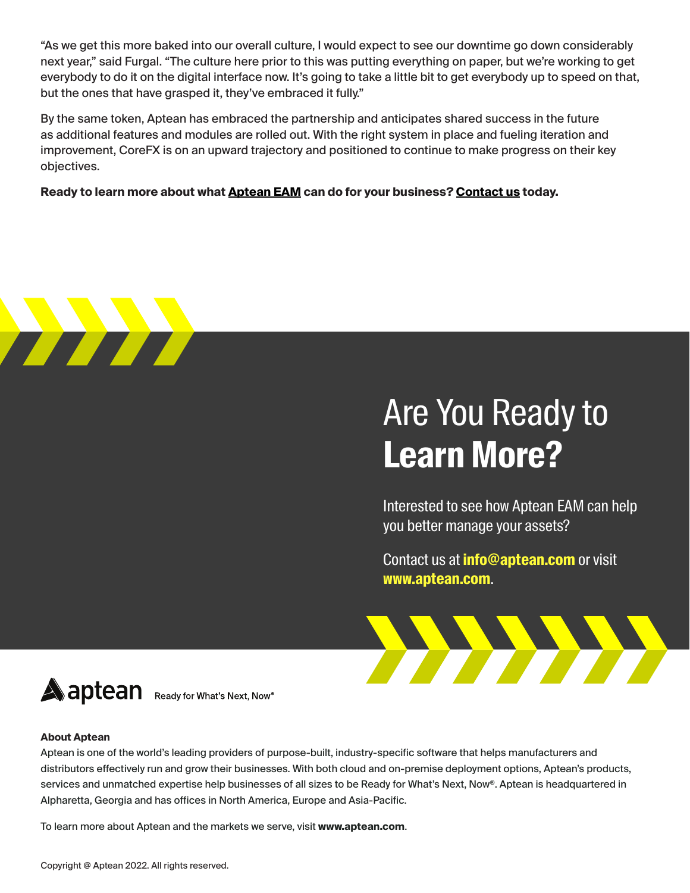"As we get this more baked into our overall culture, I would expect to see our downtime go down considerably next year," said Furgal. "The culture here prior to this was putting everything on paper, but we're working to get everybody to do it on the digital interface now. It's going to take a little bit to get everybody up to speed on that, but the ones that have grasped it, they've embraced it fully."

By the same token, Aptean has embraced the partnership and anticipates shared success in the future as additional features and modules are rolled out. With the right system in place and fueling iteration and improvement, CoreFX is on an upward trajectory and positioned to continue to make progress on their key objectives.

**Ready to learn more about what Aptean EAM can do for your business? Contact us today.**

# Are You Ready to **Learn More?**

Interested to see how Aptean EAM can help you better manage your assets?

Contact us at **info@aptean.com** or visit **www.aptean.com**.

aptean Ready for What's Next, Now®

**About Aptean**

Aptean is one of the world's leading providers of purpose-built, industry-specific software that helps manufacturers and distributors effectively run and grow their businesses. With both cloud and on-premise deployment options, Aptean's products, services and unmatched expertise help businesses of all sizes to be Ready for What's Next, Now®. Aptean is headquartered in Alpharetta, Georgia and has offices in North America, Europe and Asia-Pacific.

To learn more about Aptean and the markets we serve, visit **www.aptean.com**.

Copyright @ Aptean 2022. All rights reserved.